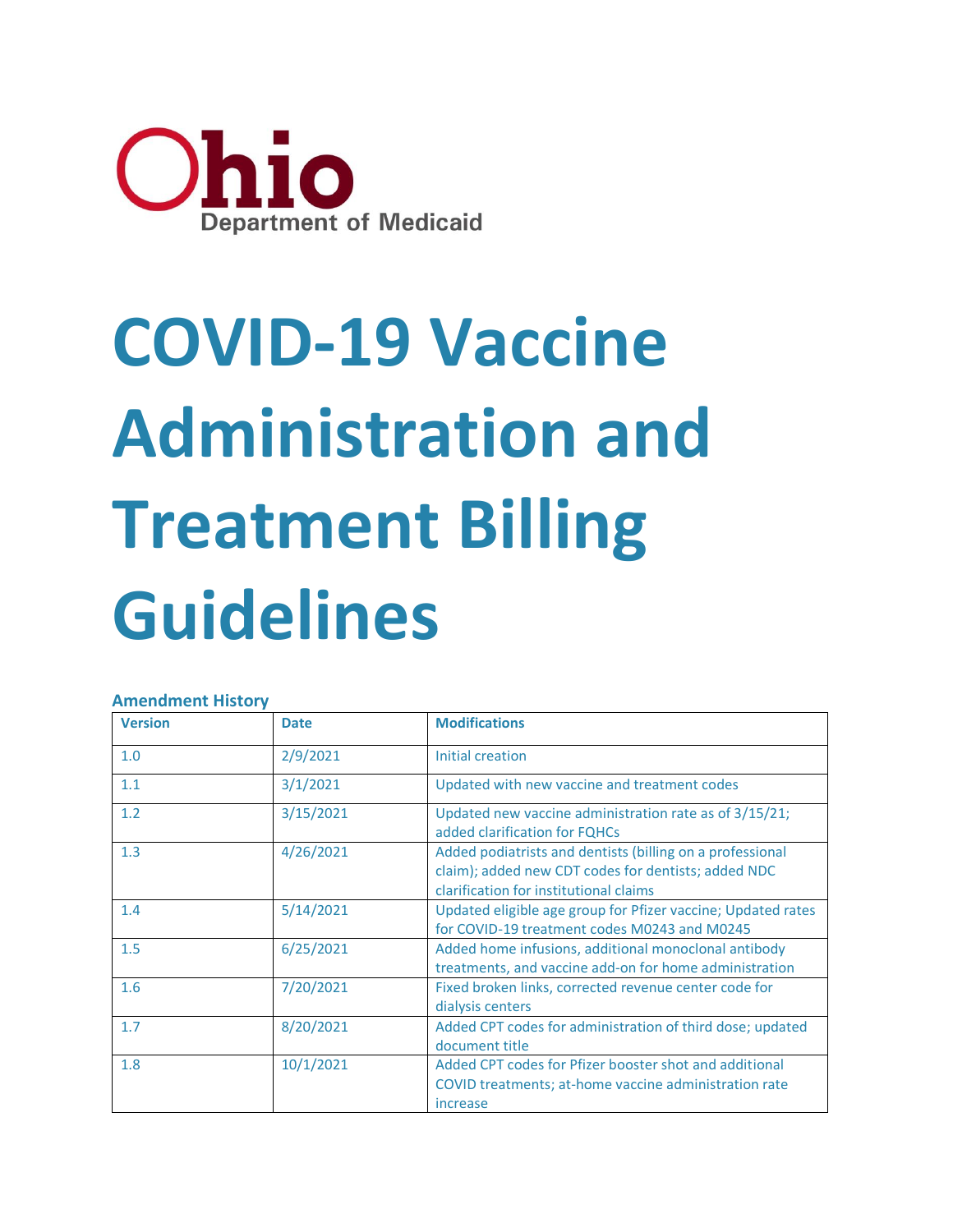Ohio Department of Medicaid

# COVID-19 Vaccine Administration and Treatment Billing Guidelines

### Amendment History

| Version | Date | Modifications |
|---|---|---|
| 1.0 | 2/9/2021 | Initial creation |
| 1.1 | 3/1/2021 | Updated with new vaccine and treatment codes |
| 1.2 | 3/15/2021 | Updated new vaccine administration rate as of 3/15/21; added clarification for FQHCs |
| 1.3 | 4/26/2021 | Added podiatrists and dentists (billing on a professional claim); added new CDT codes for dentists; added NDC clarification for institutional claims |
| 1.4 | 5/14/2021 | Updated eligible age group for Pfizer vaccine; Updated rates for COVID-19 treatment codes M0243 and M0245 |
| 1.5 | 6/25/2021 | Added home infusions, additional monoclonal antibody treatments, and vaccine add-on for home administration |
| 1.6 | 7/20/2021 | Fixed broken links, corrected revenue center code for dialysis centers |
| 1.7 | 8/20/2021 | Added CPT codes for administration of third dose; updated document title |
| 1.8 | 10/1/2021 | Added CPT codes for Pfizer booster shot and additional COVID treatments; at-home vaccine administration rate increase |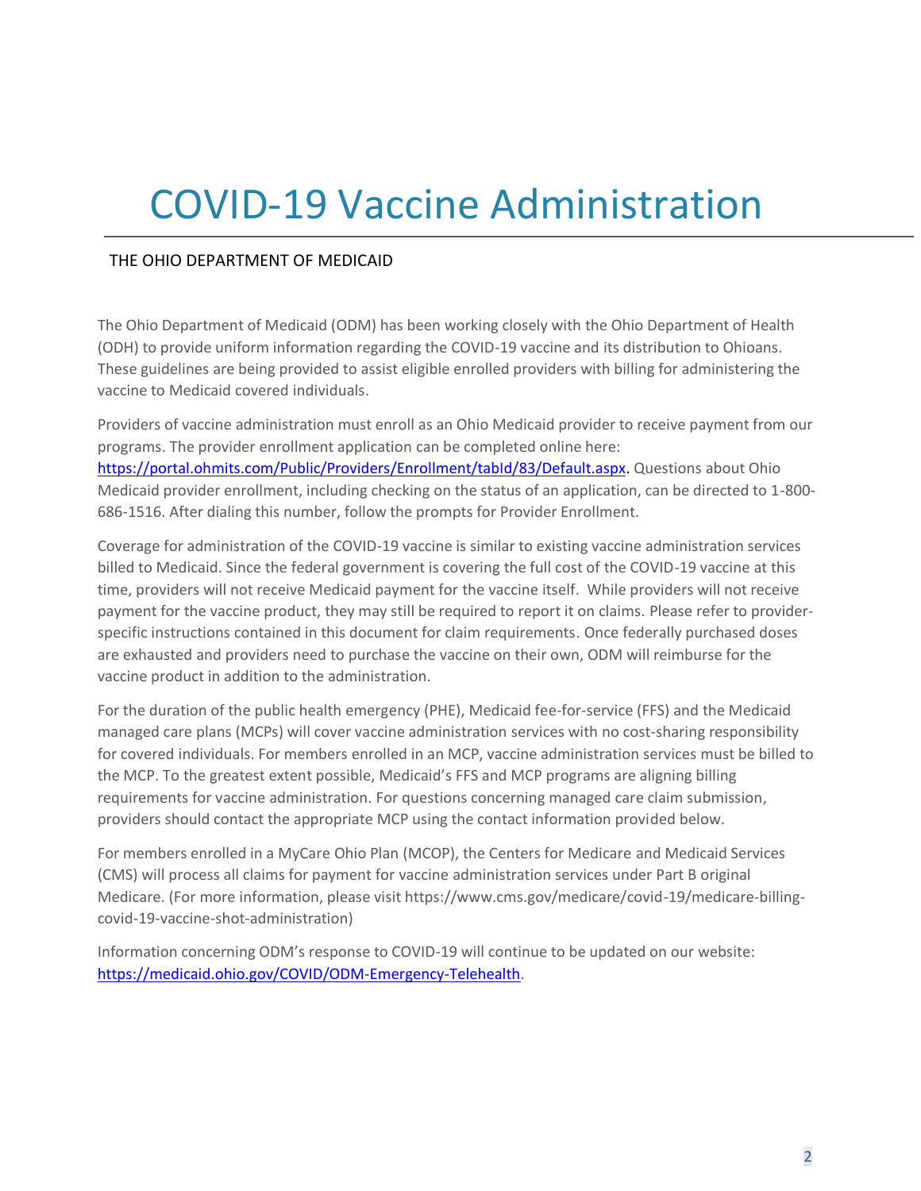# COVID-19 Vaccine Administration

THE OHIO DEPARTMENT OF MEDICAID

The Ohio Department of Medicaid (ODM) has been working closely with the Ohio Department of Health (ODH) to provide uniform information regarding the COVID-19 vaccine and its distribution to Ohioans. These guidelines are being provided to assist eligible enrolled providers with billing for administering the vaccine to Medicaid covered individuals.

Providers of vaccine administration must enroll as an Ohio Medicaid provider to receive payment from our programs. The provider enrollment application can be completed online here: [https://portal.ohmits.com/Public/Providers/Enrollment/tabId/83/Default.aspx](https://portal.ohmits.com/Public/Providers/Enrollment/tabId/83/Default.aspx). Questions about Ohio Medicaid provider enrollment, including checking on the status of an application, can be directed to 1-800-686-1516. After dialing this number, follow the prompts for Provider Enrollment.

Coverage for administration of the COVID-19 vaccine is similar to existing vaccine administration services billed to Medicaid. Since the federal government is covering the full cost of the COVID-19 vaccine at this time, providers will not receive Medicaid payment for the vaccine itself. While providers will not receive payment for the vaccine product, they may still be required to report it on claims. Please refer to provider-specific instructions contained in this document for claim requirements. Once federally purchased doses are exhausted and providers need to purchase the vaccine on their own, ODM will reimburse for the vaccine product in addition to the administration.

For the duration of the public health emergency (PHE), Medicaid fee-for-service (FFS) and the Medicaid managed care plans (MCPs) will cover vaccine administration services with no cost-sharing responsibility for covered individuals. For members enrolled in an MCP, vaccine administration services must be billed to the MCP. To the greatest extent possible, Medicaid's FFS and MCP programs are aligning billing requirements for vaccine administration. For questions concerning managed care claim submission, providers should contact the appropriate MCP using the contact information provided below.

For members enrolled in a MyCare Ohio Plan (MCOP), the Centers for Medicare and Medicaid Services (CMS) will process all claims for payment for vaccine administration services under Part B original Medicare. (For more information, please visit https://www.cms.gov/medicare/covid-19/medicare-billing-covid-19-vaccine-shot-administration)

Information concerning ODM's response to COVID-19 will continue to be updated on our website: [https://medicaid.ohio.gov/COVID/ODM-Emergency-Telehealth](https://medicaid.ohio.gov/COVID/ODM-Emergency-Telehealth).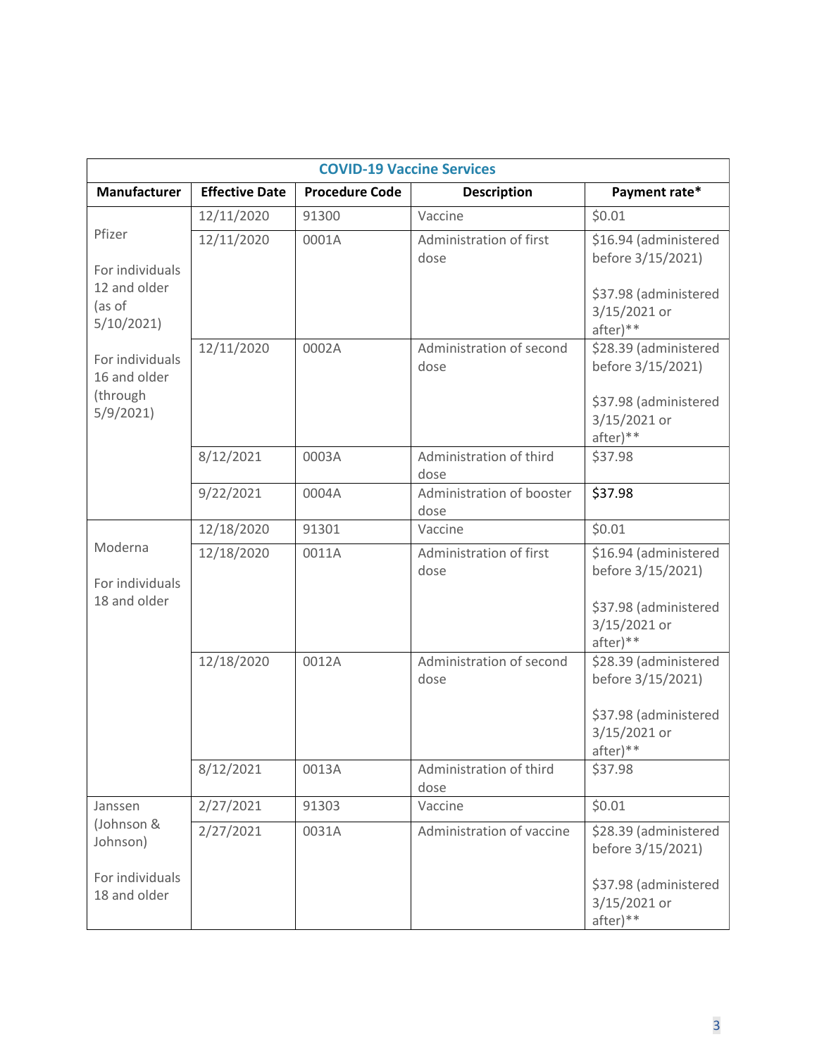| COVID-19 Vaccine Services | | | | |
|---|---|---|---|---|
| **Manufacturer** | **Effective Date** | **Procedure Code** | **Description** | **Payment rate*** |
| Pfizer<br><br>For individuals 12 and older (as of 5/10/2021)<br><br>For individuals 16 and older (through 5/9/2021) | 12/11/2020 | 91300 | Vaccine | $0.01 |
| | 12/11/2020 | 0001A | Administration of first dose | $16.94 (administered before 3/15/2021)<br><br>$37.98 (administered 3/15/2021 or after)** |
| | 12/11/2020 | 0002A | Administration of second dose | $28.39 (administered before 3/15/2021)<br><br>$37.98 (administered 3/15/2021 or after)** |
| | 8/12/2021 | 0003A | Administration of third dose | $37.98 |
| | 9/22/2021 | 0004A | Administration of booster dose | $37.98 |
| Moderna<br><br>For individuals 18 and older | 12/18/2020 | 91301 | Vaccine | $0.01 |
| | 12/18/2020 | 0011A | Administration of first dose | $16.94 (administered before 3/15/2021)<br><br>$37.98 (administered 3/15/2021 or after)** |
| | 12/18/2020 | 0012A | Administration of second dose | $28.39 (administered before 3/15/2021)<br><br>$37.98 (administered 3/15/2021 or after)** |
| | 8/12/2021 | 0013A | Administration of third dose | $37.98 |
| Janssen (Johnson & Johnson)<br><br>For individuals 18 and older | 2/27/2021 | 91303 | Vaccine | $0.01 |
| | 2/27/2021 | 0031A | Administration of vaccine | $28.39 (administered before 3/15/2021)<br><br>$37.98 (administered 3/15/2021 or after)** |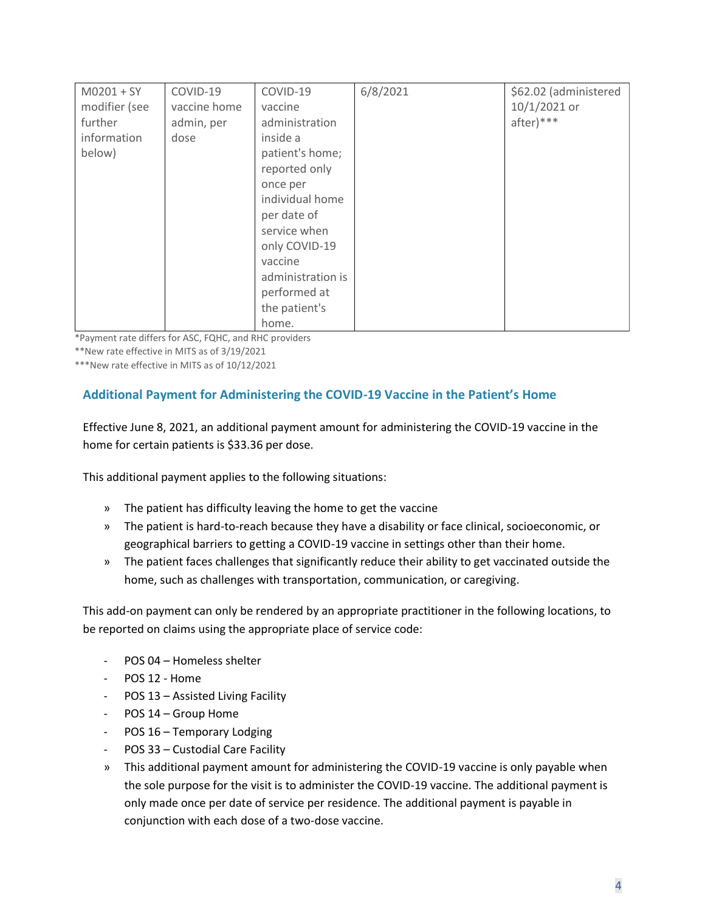| M0201 + SY modifier (see further information below) | COVID-19 vaccine home admin, per dose | COVID-19 vaccine administration inside a patient's home; reported only once per individual home per date of service when only COVID-19 vaccine administration is performed at the patient's home. | 6/8/2021 | $62.02 (administered 10/1/2021 or after)*** |
|---|---|---|---|---|

*Payment rate differs for ASC, FQHC, and RHC providers

**New rate effective in MITS as of 3/19/2021

***New rate effective in MITS as of 10/12/2021

### Additional Payment for Administering the COVID-19 Vaccine in the Patient's Home

Effective June 8, 2021, an additional payment amount for administering the COVID-19 vaccine in the home for certain patients is $33.36 per dose.

This additional payment applies to the following situations:

- The patient has difficulty leaving the home to get the vaccine
- The patient is hard-to-reach because they have a disability or face clinical, socioeconomic, or geographical barriers to getting a COVID-19 vaccine in settings other than their home.
- The patient faces challenges that significantly reduce their ability to get vaccinated outside the home, such as challenges with transportation, communication, or caregiving.

This add-on payment can only be rendered by an appropriate practitioner in the following locations, to be reported on claims using the appropriate place of service code:

- POS 04 – Homeless shelter
- POS 12 - Home
- POS 13 – Assisted Living Facility
- POS 14 – Group Home
- POS 16 – Temporary Lodging
- POS 33 – Custodial Care Facility

- This additional payment amount for administering the COVID-19 vaccine is only payable when the sole purpose for the visit is to administer the COVID-19 vaccine. The additional payment is only made once per date of service per residence. The additional payment is payable in conjunction with each dose of a two-dose vaccine.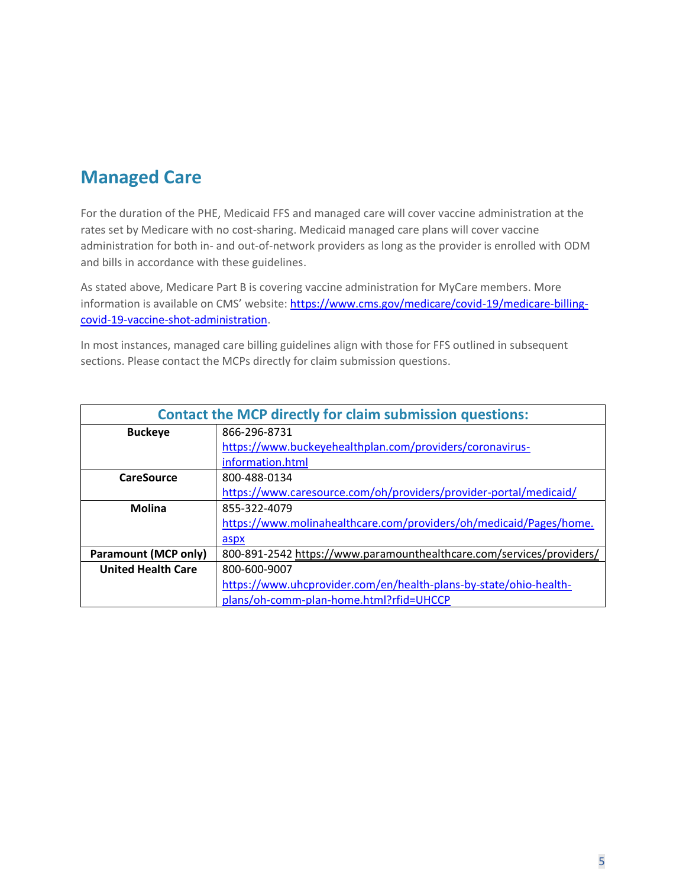## Managed Care

For the duration of the PHE, Medicaid FFS and managed care will cover vaccine administration at the rates set by Medicare with no cost-sharing. Medicaid managed care plans will cover vaccine administration for both in- and out-of-network providers as long as the provider is enrolled with ODM and bills in accordance with these guidelines.

As stated above, Medicare Part B is covering vaccine administration for MyCare members. More information is available on CMS' website: https://www.cms.gov/medicare/covid-19/medicare-billing-covid-19-vaccine-shot-administration.

In most instances, managed care billing guidelines align with those for FFS outlined in subsequent sections. Please contact the MCPs directly for claim submission questions.

| Contact the MCP directly for claim submission questions: | |
|---|---|
| **Buckeye** | 866-296-8731 https://www.buckeyehealthplan.com/providers/coronavirus-information.html |
| **CareSource** | 800-488-0134 https://www.caresource.com/oh/providers/provider-portal/medicaid/ |
| **Molina** | 855-322-4079 https://www.molinahealthcare.com/providers/oh/medicaid/Pages/home.aspx |
| **Paramount (MCP only)** | 800-891-2542 https://www.paramounthealthcare.com/services/providers/ |
| **United Health Care** | 800-600-9007 https://www.uhcprovider.com/en/health-plans-by-state/ohio-health-plans/oh-comm-plan-home.html?rfid=UHCCP |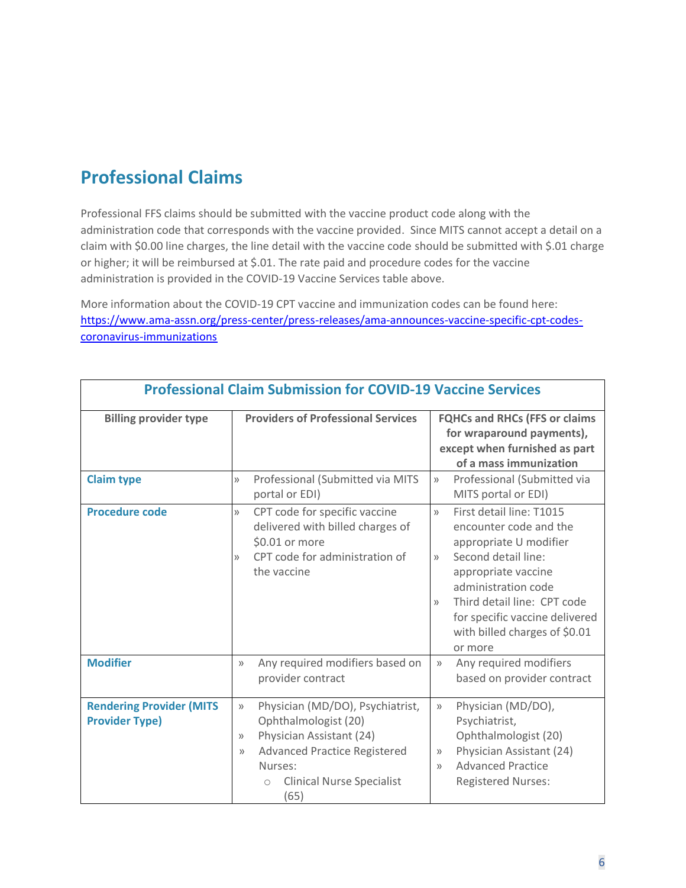## Professional Claims

Professional FFS claims should be submitted with the vaccine product code along with the administration code that corresponds with the vaccine provided. Since MITS cannot accept a detail on a claim with $0.00 line charges, the line detail with the vaccine code should be submitted with $.01 charge or higher; it will be reimbursed at $.01. The rate paid and procedure codes for the vaccine administration is provided in the COVID-19 Vaccine Services table above.

More information about the COVID-19 CPT vaccine and immunization codes can be found here: [https://www.ama-assn.org/press-center/press-releases/ama-announces-vaccine-specific-cpt-codes-coronavirus-immunizations](https://www.ama-assn.org/press-center/press-releases/ama-announces-vaccine-specific-cpt-codes-coronavirus-immunizations)

| Professional Claim Submission for COVID-19 Vaccine Services | | |
|---|---|---|
| **Billing provider type** | **Providers of Professional Services** | **FQHCs and RHCs (FFS or claims for wraparound payments), except when furnished as part of a mass immunization** |
| **Claim type** | » Professional (Submitted via MITS portal or EDI) | » Professional (Submitted via MITS portal or EDI) |
| **Procedure code** | » CPT code for specific vaccine delivered with billed charges of $0.01 or more<br>» CPT code for administration of the vaccine | » First detail line: T1015 encounter code and the appropriate U modifier<br>» Second detail line: appropriate vaccine administration code<br>» Third detail line: CPT code for specific vaccine delivered with billed charges of $0.01 or more |
| **Modifier** | » Any required modifiers based on provider contract | » Any required modifiers based on provider contract |
| **Rendering Provider (MITS Provider Type)** | » Physician (MD/DO), Psychiatrist, Ophthalmologist (20)<br>» Physician Assistant (24)<br>» Advanced Practice Registered Nurses:<br>○ Clinical Nurse Specialist (65) | » Physician (MD/DO), Psychiatrist, Ophthalmologist (20)<br>» Physician Assistant (24)<br>» Advanced Practice Registered Nurses: |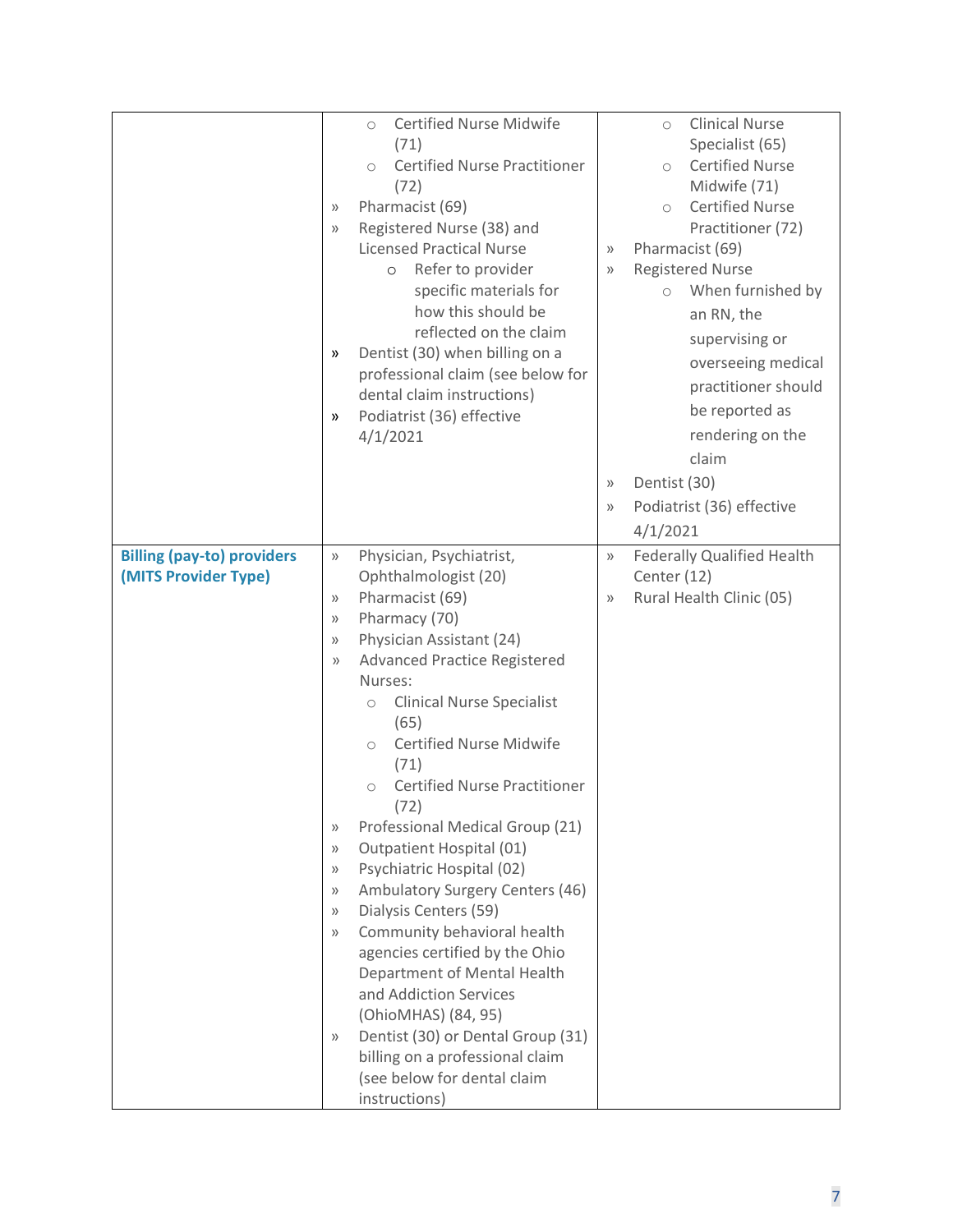| | | |
|---|---|---|
| | ◦ Certified Nurse Midwife (71)<br>◦ Certified Nurse Practitioner (72)<br>» Pharmacist (69)<br>» Registered Nurse (38) and Licensed Practical Nurse<br>&nbsp;&nbsp;&nbsp;&nbsp;◦ Refer to provider specific materials for how this should be reflected on the claim<br>» Dentist (30) when billing on a professional claim (see below for dental claim instructions)<br>» Podiatrist (36) effective 4/1/2021 | ◦ Clinical Nurse Specialist (65)<br>◦ Certified Nurse Midwife (71)<br>◦ Certified Nurse Practitioner (72)<br>» Pharmacist (69)<br>» Registered Nurse<br>&nbsp;&nbsp;&nbsp;&nbsp;◦ When furnished by an RN, the supervising or overseeing medical practitioner should be reported as rendering on the claim<br>» Dentist (30)<br>» Podiatrist (36) effective 4/1/2021 |
| **Billing (pay-to) providers (MITS Provider Type)** | » Physician, Psychiatrist, Ophthalmologist (20)<br>» Pharmacist (69)<br>» Pharmacy (70)<br>» Physician Assistant (24)<br>» Advanced Practice Registered Nurses:<br>&nbsp;&nbsp;&nbsp;&nbsp;◦ Clinical Nurse Specialist (65)<br>&nbsp;&nbsp;&nbsp;&nbsp;◦ Certified Nurse Midwife (71)<br>&nbsp;&nbsp;&nbsp;&nbsp;◦ Certified Nurse Practitioner (72)<br>» Professional Medical Group (21)<br>» Outpatient Hospital (01)<br>» Psychiatric Hospital (02)<br>» Ambulatory Surgery Centers (46)<br>» Dialysis Centers (59)<br>» Community behavioral health agencies certified by the Ohio Department of Mental Health and Addiction Services (OhioMHAS) (84, 95)<br>» Dentist (30) or Dental Group (31) billing on a professional claim (see below for dental claim instructions) | » Federally Qualified Health Center (12)<br>» Rural Health Clinic (05) |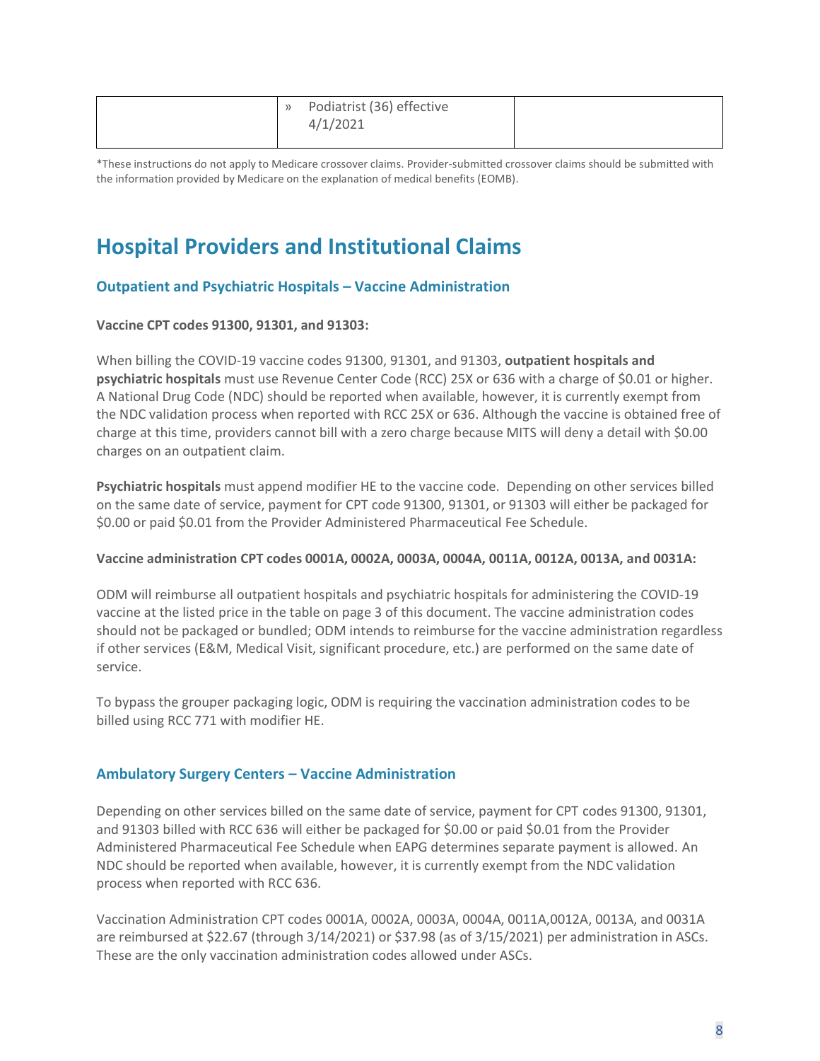| | » Podiatrist (36) effective 4/1/2021 | |
|---|---|---|

*These instructions do not apply to Medicare crossover claims. Provider-submitted crossover claims should be submitted with the information provided by Medicare on the explanation of medical benefits (EOMB).

# Hospital Providers and Institutional Claims

## Outpatient and Psychiatric Hospitals – Vaccine Administration

**Vaccine CPT codes 91300, 91301, and 91303:**

When billing the COVID-19 vaccine codes 91300, 91301, and 91303, **outpatient hospitals and psychiatric hospitals** must use Revenue Center Code (RCC) 25X or 636 with a charge of $0.01 or higher. A National Drug Code (NDC) should be reported when available, however, it is currently exempt from the NDC validation process when reported with RCC 25X or 636. Although the vaccine is obtained free of charge at this time, providers cannot bill with a zero charge because MITS will deny a detail with $0.00 charges on an outpatient claim.

**Psychiatric hospitals** must append modifier HE to the vaccine code. Depending on other services billed on the same date of service, payment for CPT code 91300, 91301, or 91303 will either be packaged for $0.00 or paid $0.01 from the Provider Administered Pharmaceutical Fee Schedule.

**Vaccine administration CPT codes 0001A, 0002A, 0003A, 0004A, 0011A, 0012A, 0013A, and 0031A:**

ODM will reimburse all outpatient hospitals and psychiatric hospitals for administering the COVID-19 vaccine at the listed price in the table on page 3 of this document. The vaccine administration codes should not be packaged or bundled; ODM intends to reimburse for the vaccine administration regardless if other services (E&M, Medical Visit, significant procedure, etc.) are performed on the same date of service.

To bypass the grouper packaging logic, ODM is requiring the vaccination administration codes to be billed using RCC 771 with modifier HE.

## Ambulatory Surgery Centers – Vaccine Administration

Depending on other services billed on the same date of service, payment for CPT codes 91300, 91301, and 91303 billed with RCC 636 will either be packaged for $0.00 or paid $0.01 from the Provider Administered Pharmaceutical Fee Schedule when EAPG determines separate payment is allowed. An NDC should be reported when available, however, it is currently exempt from the NDC validation process when reported with RCC 636.

Vaccination Administration CPT codes 0001A, 0002A, 0003A, 0004A, 0011A,0012A, 0013A, and 0031A are reimbursed at $22.67 (through 3/14/2021) or $37.98 (as of 3/15/2021) per administration in ASCs. These are the only vaccination administration codes allowed under ASCs.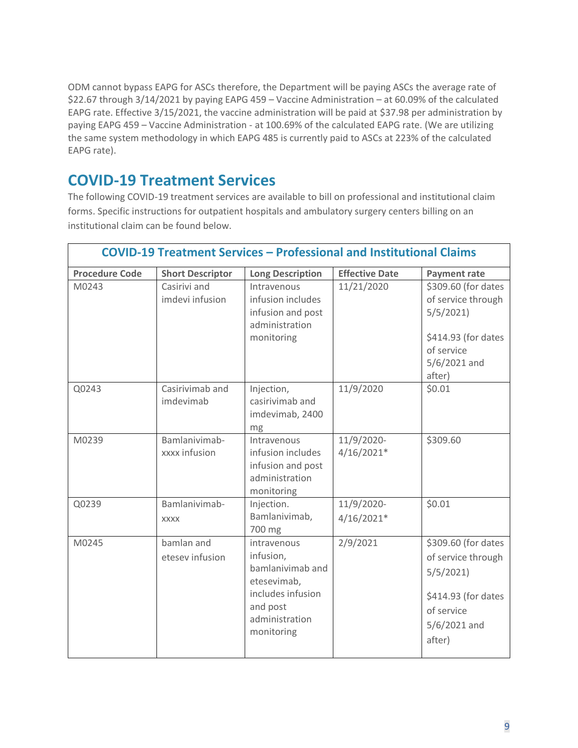ODM cannot bypass EAPG for ASCs therefore, the Department will be paying ASCs the average rate of $22.67 through 3/14/2021 by paying EAPG 459 – Vaccine Administration – at 60.09% of the calculated EAPG rate. Effective 3/15/2021, the vaccine administration will be paid at $37.98 per administration by paying EAPG 459 – Vaccine Administration - at 100.69% of the calculated EAPG rate. (We are utilizing the same system methodology in which EAPG 485 is currently paid to ASCs at 223% of the calculated EAPG rate).

## COVID-19 Treatment Services

The following COVID-19 treatment services are available to bill on professional and institutional claim forms. Specific instructions for outpatient hospitals and ambulatory surgery centers billing on an institutional claim can be found below.

**COVID-19 Treatment Services – Professional and Institutional Claims**

| Procedure Code | Short Descriptor | Long Description | Effective Date | Payment rate |
|---|---|---|---|---|
| M0243 | Casirivi and imdevi infusion | Intravenous infusion includes infusion and post administration monitoring | 11/21/2020 | $309.60 (for dates of service through 5/5/2021)<br><br>$414.93 (for dates of service 5/6/2021 and after) |
| Q0243 | Casirivimab and imdevimab | Injection, casirivimab and imdevimab, 2400 mg | 11/9/2020 | $0.01 |
| M0239 | Bamlanivimab-xxxx infusion | Intravenous infusion includes infusion and post administration monitoring | 11/9/2020-4/16/2021* | $309.60 |
| Q0239 | Bamlanivimab-xxxx | Injection. Bamlanivimab, 700 mg | 11/9/2020-4/16/2021* | $0.01 |
| M0245 | bamlan and etesev infusion | intravenous infusion, bamlanivimab and etesevimab, includes infusion and post administration monitoring | 2/9/2021 | $309.60 (for dates of service through 5/5/2021)<br><br>$414.93 (for dates of service 5/6/2021 and after) |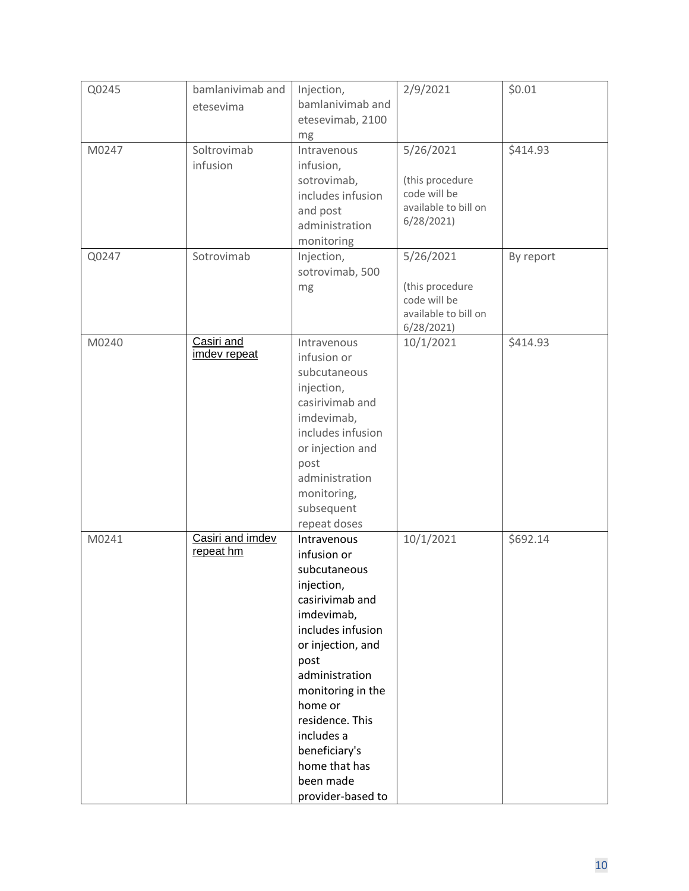| Q0245 | bamlanivimab and etesevima | Injection, bamlanivimab and etesevimab, 2100 mg | 2/9/2021 | $0.01 |
|---|---|---|---|---|
| M0247 | Soltrovimab infusion | Intravenous infusion, sotrovimab, includes infusion and post administration monitoring | 5/26/2021 (this procedure code will be available to bill on 6/28/2021) | $414.93 |
| Q0247 | Sotrovimab | Injection, sotrovimab, 500 mg | 5/26/2021 (this procedure code will be available to bill on 6/28/2021) | By report |
| M0240 | Casiri and imdev repeat | Intravenous infusion or subcutaneous injection, casirivimab and imdevimab, includes infusion or injection and post administration monitoring, subsequent repeat doses | 10/1/2021 | $414.93 |
| M0241 | Casiri and imdev repeat hm | Intravenous infusion or subcutaneous injection, casirivimab and imdevimab, includes infusion or injection, and post administration monitoring in the home or residence. This includes a beneficiary's home that has been made provider-based to | 10/1/2021 | $692.14 |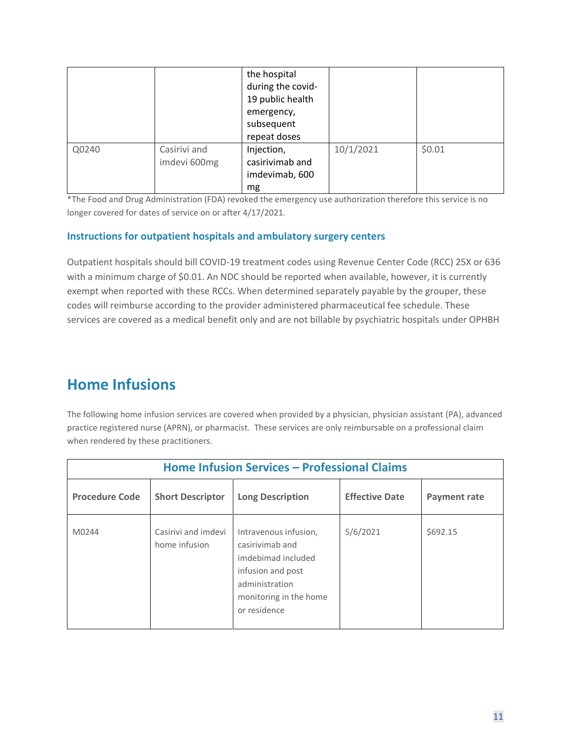| | | the hospital during the covid-19 public health emergency, subsequent repeat doses | | |
|---|---|---|---|---|
| Q0240 | Casirivi and imdevi 600mg | Injection, casirivimab and imdevimab, 600 mg | 10/1/2021 | $0.01 |

*The Food and Drug Administration (FDA) revoked the emergency use authorization therefore this service is no longer covered for dates of service on or after 4/17/2021.

### Instructions for outpatient hospitals and ambulatory surgery centers

Outpatient hospitals should bill COVID-19 treatment codes using Revenue Center Code (RCC) 25X or 636 with a minimum charge of $0.01. An NDC should be reported when available, however, it is currently exempt when reported with these RCCs. When determined separately payable by the grouper, these codes will reimburse according to the provider administered pharmaceutical fee schedule. These services are covered as a medical benefit only and are not billable by psychiatric hospitals under OPHBH

## Home Infusions

The following home infusion services are covered when provided by a physician, physician assistant (PA), advanced practice registered nurse (APRN), or pharmacist. These services are only reimbursable on a professional claim when rendered by these practitioners.

| Home Infusion Services – Professional Claims | | | | |
|---|---|---|---|---|
| **Procedure Code** | **Short Descriptor** | **Long Description** | **Effective Date** | **Payment rate** |
| M0244 | Casirivi and imdevi home infusion | Intravenous infusion, casirivimab and imdebimad included infusion and post administration monitoring in the home or residence | 5/6/2021 | $692.15 |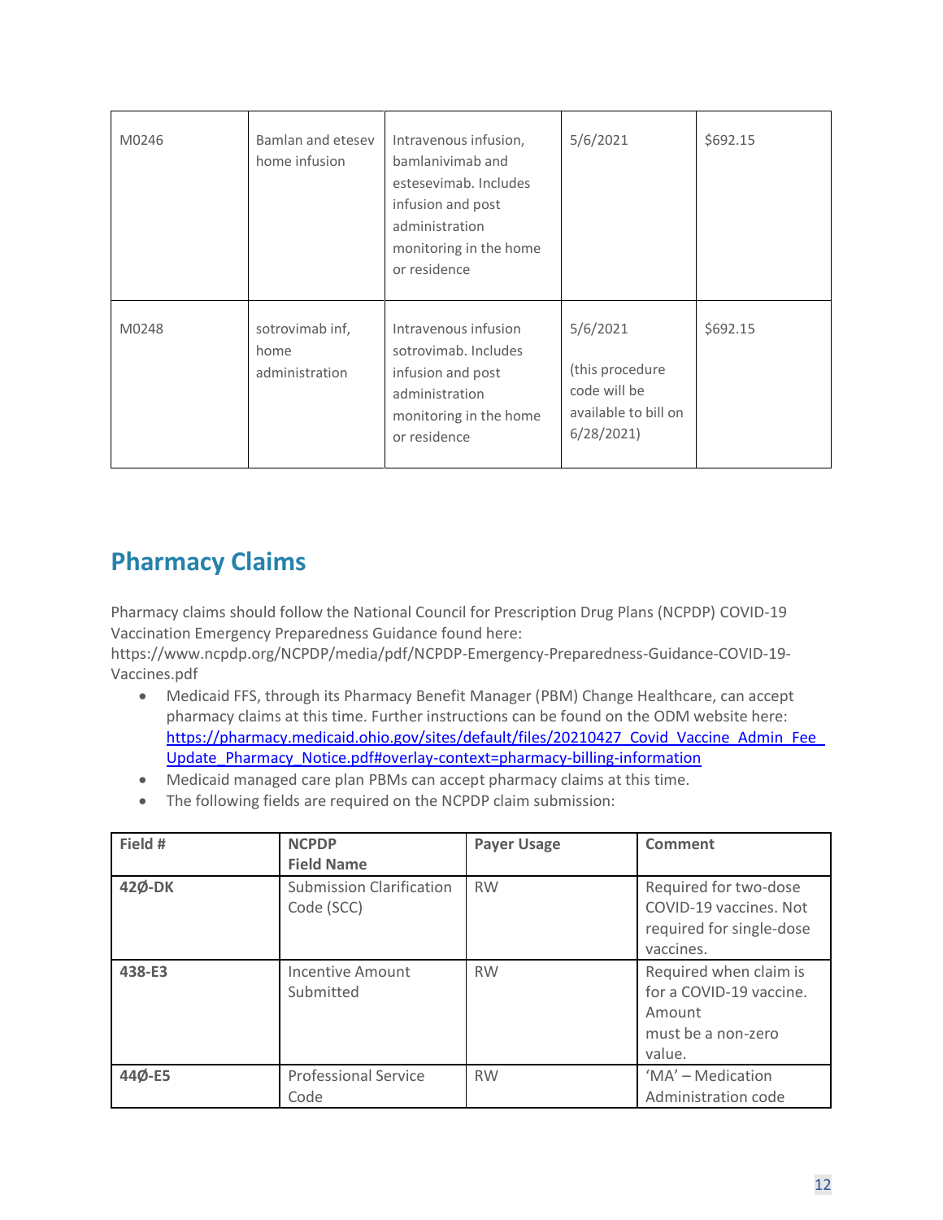| M0246 | Bamlan and etesev home infusion | Intravenous infusion, bamlanivimab and estesevimab. Includes infusion and post administration monitoring in the home or residence | 5/6/2021 | $692.15 |
|---|---|---|---|---|
| M0248 | sotrovimab inf, home administration | Intravenous infusion sotrovimab. Includes infusion and post administration monitoring in the home or residence | 5/6/2021 (this procedure code will be available to bill on 6/28/2021) | $692.15 |

## Pharmacy Claims

Pharmacy claims should follow the National Council for Prescription Drug Plans (NCPDP) COVID-19 Vaccination Emergency Preparedness Guidance found here: https://www.ncpdp.org/NCPDP/media/pdf/NCPDP-Emergency-Preparedness-Guidance-COVID-19-Vaccines.pdf

- Medicaid FFS, through its Pharmacy Benefit Manager (PBM) Change Healthcare, can accept pharmacy claims at this time. Further instructions can be found on the ODM website here: [https://pharmacy.medicaid.ohio.gov/sites/default/files/20210427_Covid_Vaccine_Admin_Fee_Update_Pharmacy_Notice.pdf#overlay-context=pharmacy-billing-information](https://pharmacy.medicaid.ohio.gov/sites/default/files/20210427_Covid_Vaccine_Admin_Fee_Update_Pharmacy_Notice.pdf#overlay-context=pharmacy-billing-information)
- Medicaid managed care plan PBMs can accept pharmacy claims at this time.
- The following fields are required on the NCPDP claim submission:

| Field # | NCPDP Field Name | Payer Usage | Comment |
|---|---|---|---|
| **42Ø-DK** | Submission Clarification Code (SCC) | RW | Required for two-dose COVID-19 vaccines. Not required for single-dose vaccines. |
| **438-E3** | Incentive Amount Submitted | RW | Required when claim is for a COVID-19 vaccine. Amount must be a non-zero value. |
| **44Ø-E5** | Professional Service Code | RW | 'MA' – Medication Administration code |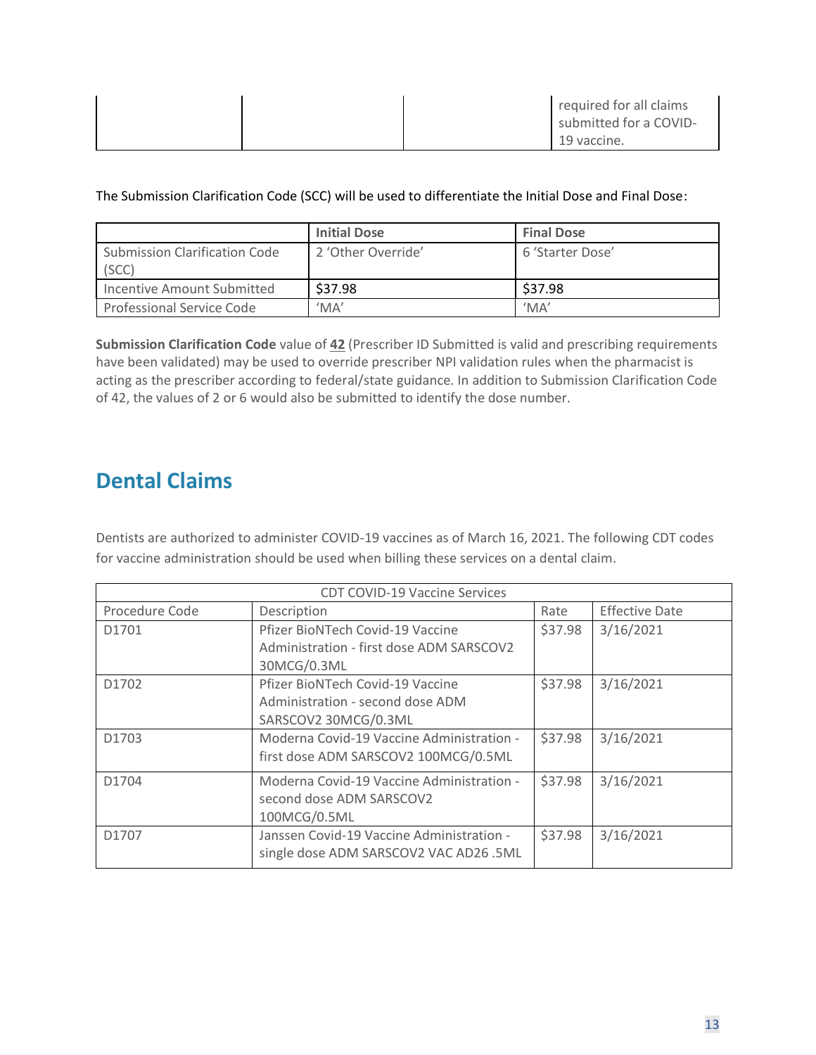| | | | required for all claims submitted for a COVID-19 vaccine. |
|---|---|---|---|

The Submission Clarification Code (SCC) will be used to differentiate the Initial Dose and Final Dose:

| | Initial Dose | Final Dose |
|---|---|---|
| Submission Clarification Code (SCC) | 2 'Other Override' | 6 'Starter Dose' |
| Incentive Amount Submitted | $37.98 | $37.98 |
| Professional Service Code | 'MA' | 'MA' |

**Submission Clarification Code** value of **42** (Prescriber ID Submitted is valid and prescribing requirements have been validated) may be used to override prescriber NPI validation rules when the pharmacist is acting as the prescriber according to federal/state guidance. In addition to Submission Clarification Code of 42, the values of 2 or 6 would also be submitted to identify the dose number.

## Dental Claims

Dentists are authorized to administer COVID-19 vaccines as of March 16, 2021. The following CDT codes for vaccine administration should be used when billing these services on a dental claim.

| CDT COVID-19 Vaccine Services | | | |
|---|---|---|---|
| Procedure Code | Description | Rate | Effective Date |
| D1701 | Pfizer BioNTech Covid-19 Vaccine Administration - first dose ADM SARSCOV2 30MCG/0.3ML | $37.98 | 3/16/2021 |
| D1702 | Pfizer BioNTech Covid-19 Vaccine Administration - second dose ADM SARSCOV2 30MCG/0.3ML | $37.98 | 3/16/2021 |
| D1703 | Moderna Covid-19 Vaccine Administration - first dose ADM SARSCOV2 100MCG/0.5ML | $37.98 | 3/16/2021 |
| D1704 | Moderna Covid-19 Vaccine Administration - second dose ADM SARSCOV2 100MCG/0.5ML | $37.98 | 3/16/2021 |
| D1707 | Janssen Covid-19 Vaccine Administration - single dose ADM SARSCOV2 VAC AD26 .5ML | $37.98 | 3/16/2021 |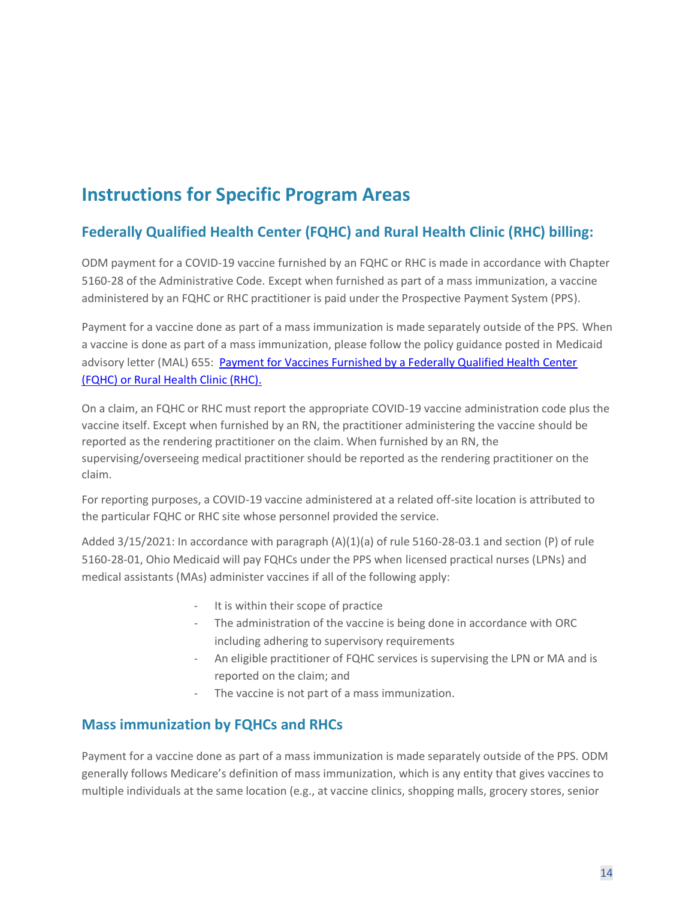# Instructions for Specific Program Areas

## Federally Qualified Health Center (FQHC) and Rural Health Clinic (RHC) billing:

ODM payment for a COVID-19 vaccine furnished by an FQHC or RHC is made in accordance with Chapter 5160-28 of the Administrative Code. Except when furnished as part of a mass immunization, a vaccine administered by an FQHC or RHC practitioner is paid under the Prospective Payment System (PPS).

Payment for a vaccine done as part of a mass immunization is made separately outside of the PPS. When a vaccine is done as part of a mass immunization, please follow the policy guidance posted in Medicaid advisory letter (MAL) 655: [Payment for Vaccines Furnished by a Federally Qualified Health Center (FQHC) or Rural Health Clinic (RHC).]()

On a claim, an FQHC or RHC must report the appropriate COVID-19 vaccine administration code plus the vaccine itself. Except when furnished by an RN, the practitioner administering the vaccine should be reported as the rendering practitioner on the claim. When furnished by an RN, the supervising/overseeing medical practitioner should be reported as the rendering practitioner on the claim.

For reporting purposes, a COVID-19 vaccine administered at a related off-site location is attributed to the particular FQHC or RHC site whose personnel provided the service.

Added 3/15/2021: In accordance with paragraph (A)(1)(a) of rule 5160-28-03.1 and section (P) of rule 5160-28-01, Ohio Medicaid will pay FQHCs under the PPS when licensed practical nurses (LPNs) and medical assistants (MAs) administer vaccines if all of the following apply:

- It is within their scope of practice
- The administration of the vaccine is being done in accordance with ORC including adhering to supervisory requirements
- An eligible practitioner of FQHC services is supervising the LPN or MA and is reported on the claim; and
- The vaccine is not part of a mass immunization.

## Mass immunization by FQHCs and RHCs

Payment for a vaccine done as part of a mass immunization is made separately outside of the PPS. ODM generally follows Medicare's definition of mass immunization, which is any entity that gives vaccines to multiple individuals at the same location (e.g., at vaccine clinics, shopping malls, grocery stores, senior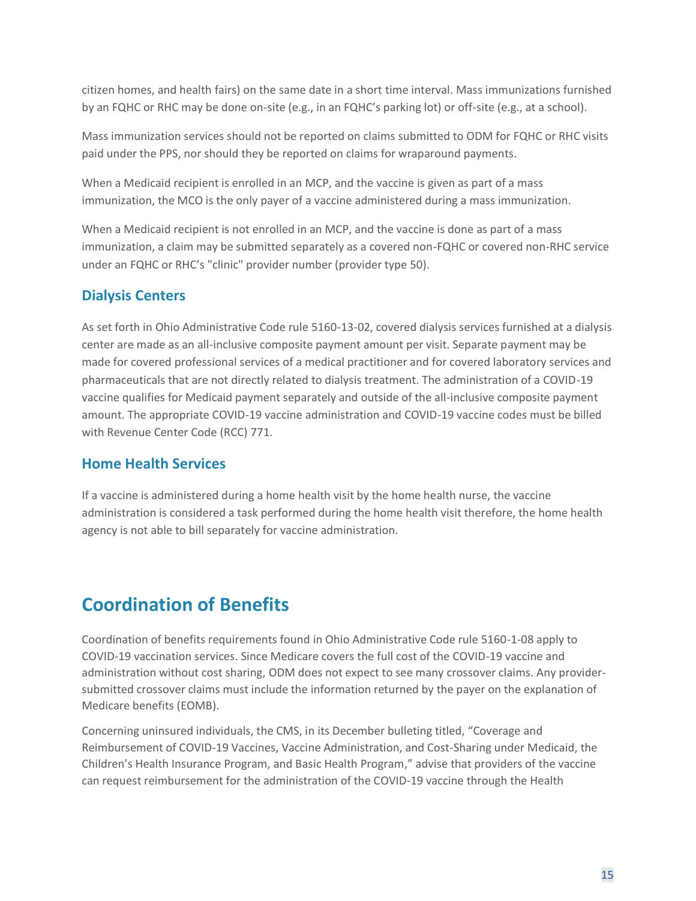citizen homes, and health fairs) on the same date in a short time interval. Mass immunizations furnished by an FQHC or RHC may be done on-site (e.g., in an FQHC's parking lot) or off-site (e.g., at a school).

Mass immunization services should not be reported on claims submitted to ODM for FQHC or RHC visits paid under the PPS, nor should they be reported on claims for wraparound payments.

When a Medicaid recipient is enrolled in an MCP, and the vaccine is given as part of a mass immunization, the MCO is the only payer of a vaccine administered during a mass immunization.

When a Medicaid recipient is not enrolled in an MCP, and the vaccine is done as part of a mass immunization, a claim may be submitted separately as a covered non-FQHC or covered non-RHC service under an FQHC or RHC's "clinic" provider number (provider type 50).

### Dialysis Centers

As set forth in Ohio Administrative Code rule 5160-13-02, covered dialysis services furnished at a dialysis center are made as an all-inclusive composite payment amount per visit. Separate payment may be made for covered professional services of a medical practitioner and for covered laboratory services and pharmaceuticals that are not directly related to dialysis treatment. The administration of a COVID-19 vaccine qualifies for Medicaid payment separately and outside of the all-inclusive composite payment amount. The appropriate COVID-19 vaccine administration and COVID-19 vaccine codes must be billed with Revenue Center Code (RCC) 771.

### Home Health Services

If a vaccine is administered during a home health visit by the home health nurse, the vaccine administration is considered a task performed during the home health visit therefore, the home health agency is not able to bill separately for vaccine administration.

## Coordination of Benefits

Coordination of benefits requirements found in Ohio Administrative Code rule 5160-1-08 apply to COVID-19 vaccination services. Since Medicare covers the full cost of the COVID-19 vaccine and administration without cost sharing, ODM does not expect to see many crossover claims. Any provider-submitted crossover claims must include the information returned by the payer on the explanation of Medicare benefits (EOMB).

Concerning uninsured individuals, the CMS, in its December bulleting titled, "Coverage and Reimbursement of COVID-19 Vaccines, Vaccine Administration, and Cost-Sharing under Medicaid, the Children's Health Insurance Program, and Basic Health Program," advise that providers of the vaccine can request reimbursement for the administration of the COVID-19 vaccine through the Health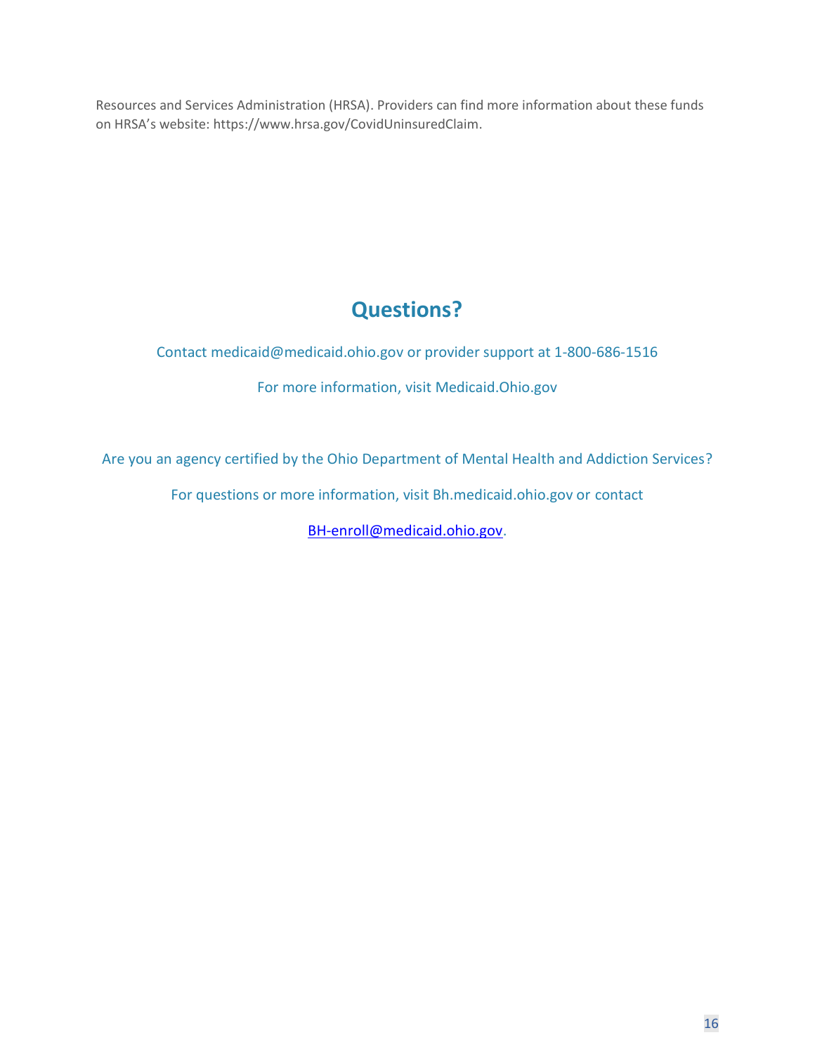Resources and Services Administration (HRSA). Providers can find more information about these funds on HRSA's website: https://www.hrsa.gov/CovidUninsuredClaim.

## Questions?

Contact medicaid@medicaid.ohio.gov or provider support at 1-800-686-1516

For more information, visit Medicaid.Ohio.gov

Are you an agency certified by the Ohio Department of Mental Health and Addiction Services?

For questions or more information, visit Bh.medicaid.ohio.gov or contact

BH-enroll@medicaid.ohio.gov.